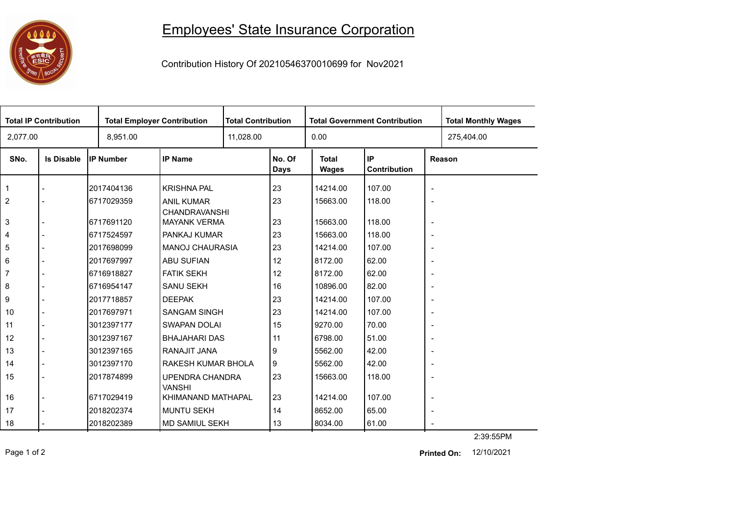# Employees' State Insurance Corporation

Contribution History Of 20210546370010699 for Nov2021

| Total IP Contribution | Total Employer Contribution | Total Contribution | Total Government Contribution | Total Monthly Wages |
|---|---|---|---|---|
| 2,077.00 | 8,951.00 | 11,028.00 | 0.00 | 275,404.00 |

| SNo. | Is Disable | IP Number | IP Name | No. Of Days | Total Wages | IP Contribution | Reason |
|---|---|---|---|---|---|---|---|
| 1 | - | 2017404136 | KRISHNA PAL | 23 | 14214.00 | 107.00 | - |
| 2 | - | 6717029359 | ANIL KUMAR CHANDRAVANSHI | 23 | 15663.00 | 118.00 | - |
| 3 | - | 6717691120 | MAYANK VERMA | 23 | 15663.00 | 118.00 | - |
| 4 | - | 6717524597 | PANKAJ KUMAR | 23 | 15663.00 | 118.00 | - |
| 5 | - | 2017698099 | MANOJ CHAURASIA | 23 | 14214.00 | 107.00 | - |
| 6 | - | 2017697997 | ABU SUFIAN | 12 | 8172.00 | 62.00 | - |
| 7 | - | 6716918827 | FATIK SEKH | 12 | 8172.00 | 62.00 | - |
| 8 | - | 6716954147 | SANU SEKH | 16 | 10896.00 | 82.00 | - |
| 9 | - | 2017718857 | DEEPAK | 23 | 14214.00 | 107.00 | - |
| 10 | - | 2017697971 | SANGAM SINGH | 23 | 14214.00 | 107.00 | - |
| 11 | - | 3012397177 | SWAPAN DOLAI | 15 | 9270.00 | 70.00 | - |
| 12 | - | 3012397167 | BHAJAHARI DAS | 11 | 6798.00 | 51.00 | - |
| 13 | - | 3012397165 | RANAJIT JANA | 9 | 5562.00 | 42.00 | - |
| 14 | - | 3012397170 | RAKESH KUMAR BHOLA | 9 | 5562.00 | 42.00 | - |
| 15 | - | 2017874899 | UPENDRA CHANDRA VANSHI | 23 | 15663.00 | 118.00 | - |
| 16 | - | 6717029419 | KHIMANAND MATHAPAL | 23 | 14214.00 | 107.00 | - |
| 17 | - | 2018202374 | MUNTU SEKH | 14 | 8652.00 | 65.00 | - |
| 18 | - | 2018202389 | MD SAMIUL SEKH | 13 | 8034.00 | 61.00 | - |

2:39:55PM

**Printed On:** 12/10/2021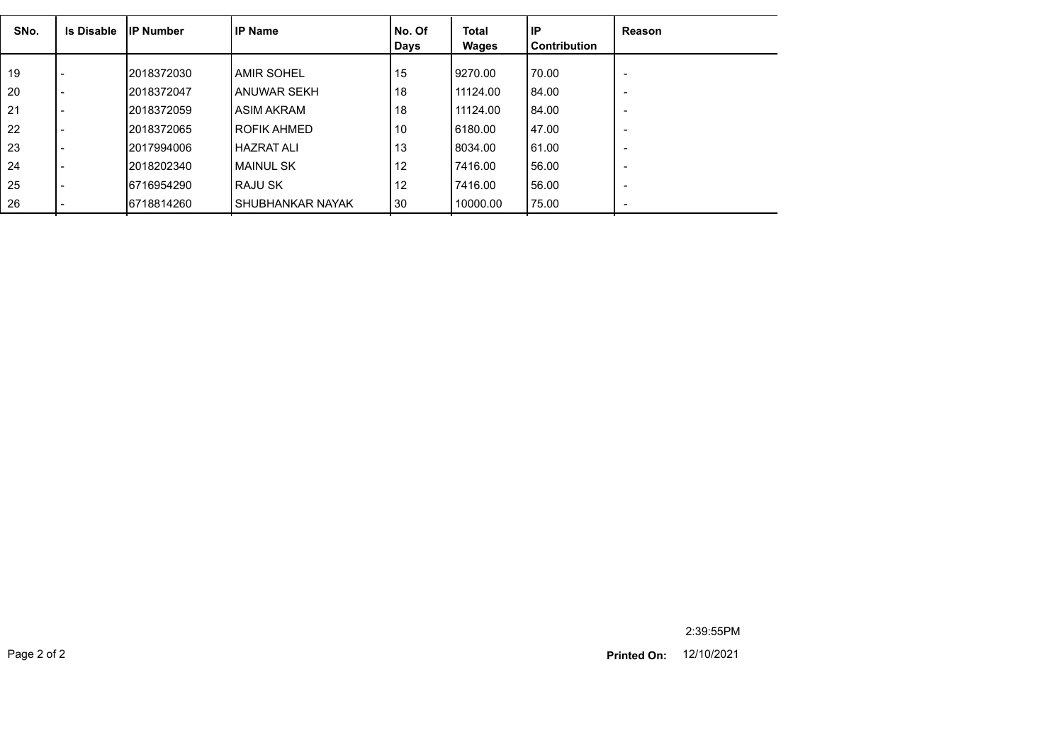| SNo. | Is Disable | IP Number | IP Name | No. Of Days | Total Wages | IP Contribution | Reason |
|---|---|---|---|---|---|---|---|
| 19 | - | 2018372030 | AMIR SOHEL | 15 | 9270.00 | 70.00 | - |
| 20 | - | 2018372047 | ANUWAR SEKH | 18 | 11124.00 | 84.00 | - |
| 21 | - | 2018372059 | ASIM AKRAM | 18 | 11124.00 | 84.00 | - |
| 22 | - | 2018372065 | ROFIK AHMED | 10 | 6180.00 | 47.00 | - |
| 23 | - | 2017994006 | HAZRAT ALI | 13 | 8034.00 | 61.00 | - |
| 24 | - | 2018202340 | MAINUL SK | 12 | 7416.00 | 56.00 | - |
| 25 | - | 6716954290 | RAJU SK | 12 | 7416.00 | 56.00 | - |
| 26 | - | 6718814260 | SHUBHANKAR NAYAK | 30 | 10000.00 | 75.00 | - |

2:39:55PM

**Printed On:** 12/10/2021